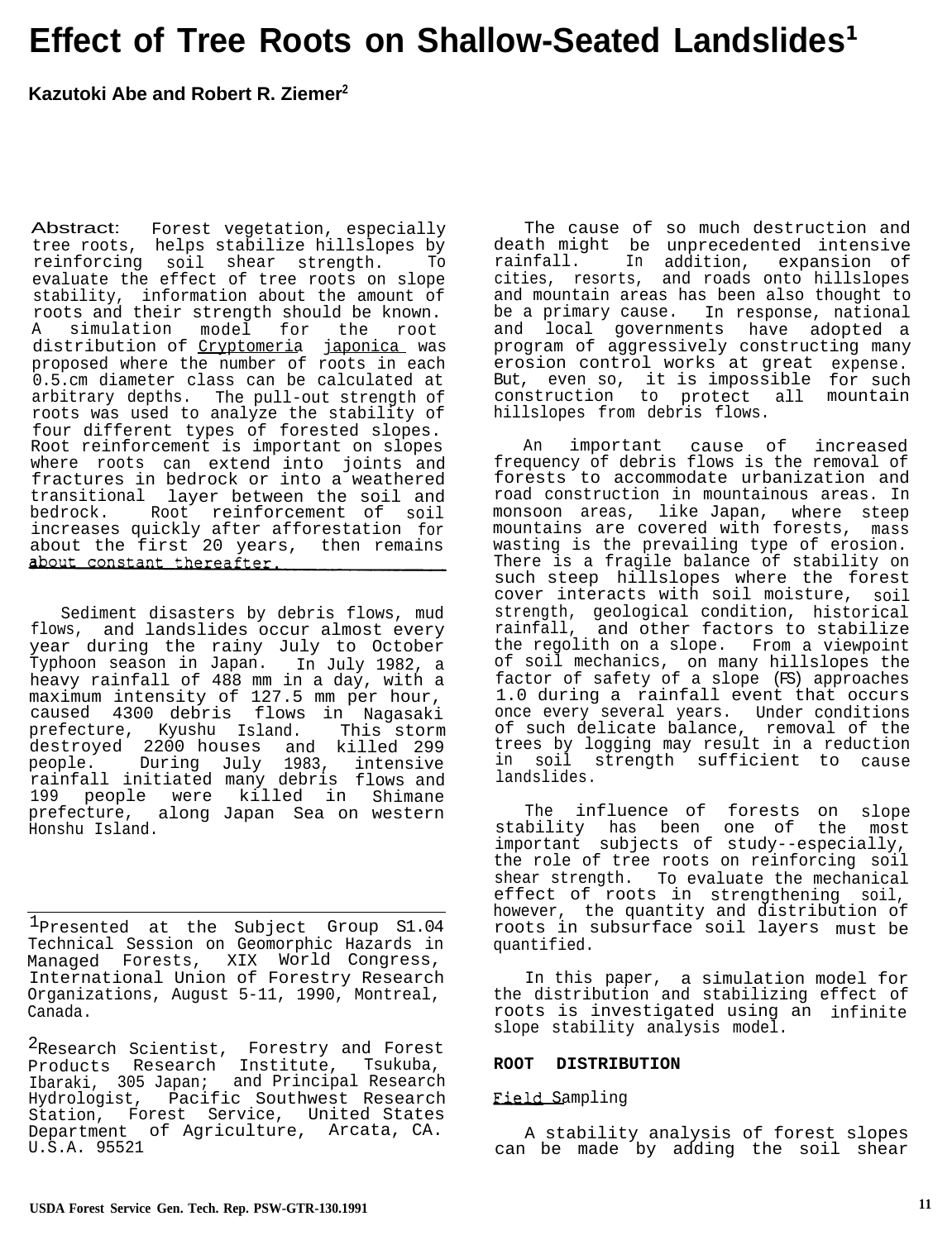# Effect of Tree Roots on Shallow-Seated Landslides[1]

**Kazutoki Abe and Robert R. Ziemer[2]**

**Abstract:** Forest vegetation, especially tree roots, helps stabilize hillslopes by reinforcing soil shear strength. To evaluate the effect of tree roots on slope stability, information about the amount of roots and their strength should be known. A simulation model for the root distribution of *Cryptomeria japonica* was proposed where the number of roots in each 0.5.cm diameter class can be calculated at arbitrary depths. The pull-out strength of roots was used to analyze the stability of four different types of forested slopes. Root reinforcement is important on slopes where roots can extend into joints and fractures in bedrock or into a weathered transitional layer between the soil and bedrock. Root reinforcement of soil increases quickly after afforestation for about the first 20 years, then remains about constant thereafter.

Sediment disasters by debris flows, mud flows, and landslides occur almost every year during the rainy July to October Typhoon season in Japan. In July 1982, a heavy rainfall of 488 mm in a day, with a maximum intensity of 127.5 mm per hour, caused 4300 debris flows in Nagasaki prefecture, Kyushu Island. This storm destroyed 2200 houses and killed 299 people. During July 1983, intensive rainfall initiated many debris flows and 199 people were killed in Shimane prefecture, along Japan Sea on western Honshu Island.

The cause of so much destruction and death might be unprecedented intensive rainfall. In addition, expansion of cities, resorts, and roads onto hillslopes and mountain areas has been also thought to be a primary cause. In response, national and local governments have adopted a program of aggressively constructing many erosion control works at great expense. But, even so, it is impossible for such construction to protect all mountain hillslopes from debris flows.

An important cause of increased frequency of debris flows is the removal of forests to accommodate urbanization and road construction in mountainous areas. In monsoon areas, like Japan, where steep mountains are covered with forests, mass wasting is the prevailing type of erosion. There is a fragile balance of stability on such steep hillslopes where the forest cover interacts with soil moisture, soil strength, geological condition, historical rainfall, and other factors to stabilize the regolith on a slope. From a viewpoint of soil mechanics, on many hillslopes the factor of safety of a slope (FS) approaches 1.0 during a rainfall event that occurs once every several years. Under conditions of such delicate balance, removal of the trees by logging may result in a reduction in soil strength sufficient to cause landslides.

The influence of forests on slope stability has been one of the most important subjects of study--especially, the role of tree roots on reinforcing soil shear strength. To evaluate the mechanical effect of roots in strengthening soil, however, the quantity and distribution of roots in subsurface soil layers must be quantified.

In this paper, a simulation model for the distribution and stabilizing effect of roots is investigated using an infinite slope stability analysis model.

## ROOT DISTRIBUTION

### Field Sampling

A stability analysis of forest slopes can be made by adding the soil shear

---

[1]Presented at the Subject Group S1.04 Technical Session on Geomorphic Hazards in Managed Forests, XIX World Congress, International Union of Forestry Research Organizations, August 5-11, 1990, Montreal, Canada.

[2]Research Scientist, Forestry and Forest Products Research Institute, Tsukuba, Ibaraki, 305 Japan; and Principal Research Hydrologist, Pacific Southwest Research Station, Forest Service, United States Department of Agriculture, Arcata, CA. U.S.A. 95521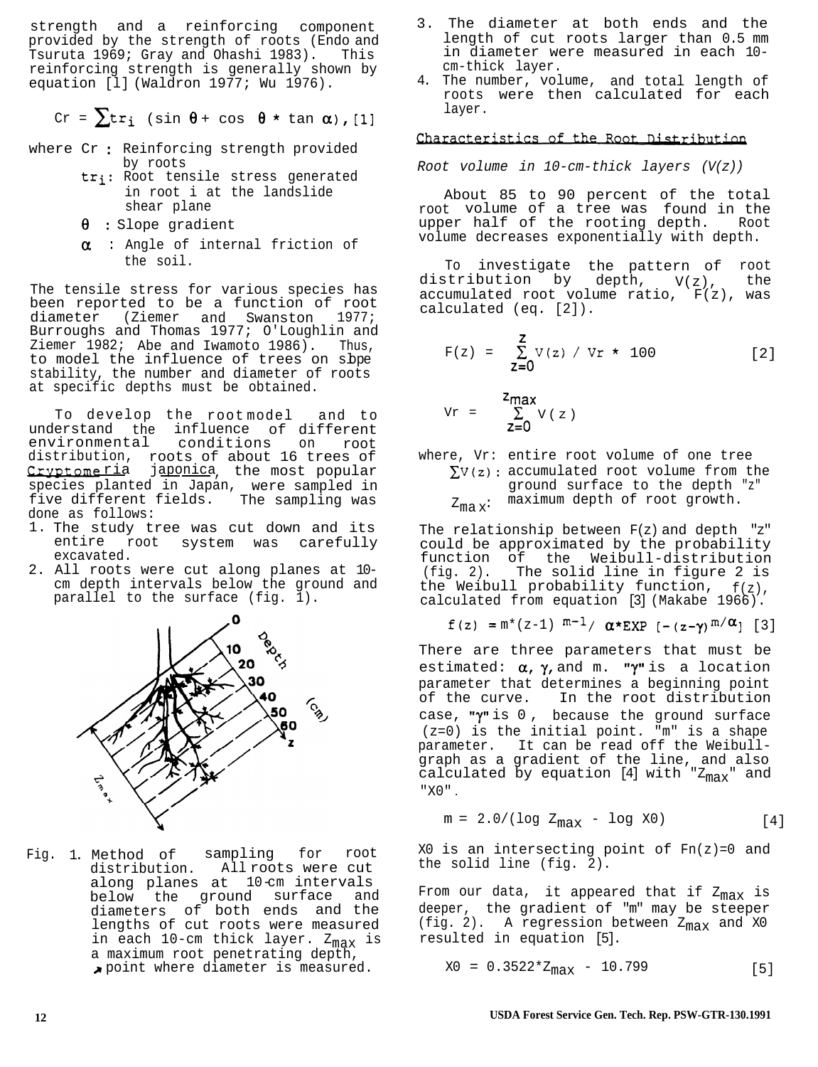strength and a reinforcing component provided by the strength of roots (Endo and Tsuruta 1969; Gray and Ohashi 1983). This reinforcing strength is generally shown by equation [1] (Waldron 1977; Wu 1976).

$$Cr = \sum tr_i \ (\sin\theta + \cos\theta * \tan\alpha), \quad [1]$$

where Cr : Reinforcing strength provided by roots

$tr_i$ : Root tensile stress generated in root i at the landslide shear plane

$\theta$ : Slope gradient

$\alpha$ : Angle of internal friction of the soil.

The tensile stress for various species has been reported to be a function of root diameter (Ziemer and Swanston 1977; Burroughs and Thomas 1977; O'Loughlin and Ziemer 1982; Abe and Iwamoto 1986). Thus, to model the influence of trees on slope stability, the number and diameter of roots at specific depths must be obtained.

To develop the root model and to understand the influence of different environmental conditions on root distribution, roots of about 16 trees of *Cryptomeria japonica*, the most popular species planted in Japan, were sampled in five different fields. The sampling was done as follows:

1. The study tree was cut down and its entire root system was carefully excavated.
2. All roots were cut along planes at 10-cm depth intervals below the ground and parallel to the surface (fig. 1).
3. The diameter at both ends and the length of cut roots larger than 0.5 mm in diameter were measured in each 10-cm-thick layer.
4. The number, volume, and total length of roots were then calculated for each layer.

Fig. 1. Method of sampling for root distribution. All roots were cut along planes at 10-cm intervals below the ground surface and diameters of both ends and the lengths of cut roots were measured in each 10-cm thick layer. $Z_{max}$ is a maximum root penetrating depth, ↗ point where diameter is measured.

## Characteristics of the Root Distribution

*Root volume in 10-cm-thick layers (V(z))*

About 85 to 90 percent of the total root volume of a tree was found in the upper half of the rooting depth. Root volume decreases exponentially with depth.

To investigate the pattern of root distribution by depth, V(z), the accumulated root volume ratio, F(z), was calculated (eq. [2]).

$$F(z) = \sum_{z=0}^{z} V(z) \,/\, Vr * 100 \quad [2]$$

$$Vr = \sum_{z=0}^{z_{max}} V(z)$$

where, Vr: entire root volume of one tree

$\sum V(z)$: accumulated root volume from the ground surface to the depth "z"

$Z_{max}$: maximum depth of root growth.

The relationship between F(z) and depth "z" could be approximated by the probability function of the Weibull-distribution (fig. 2). The solid line in figure 2 is the Weibull probability function, f(z), calculated from equation [3] (Makabe 1966).

$$f(z) = m*(z-1)^{m-1} / \alpha * EXP\,[-(z-\gamma)^{m}/\alpha] \quad [3]$$

There are three parameters that must be estimated: $\alpha$, $\gamma$, and m. "$\gamma$" is a location parameter that determines a beginning point of the curve. In the root distribution case, "$\gamma$" is 0, because the ground surface (z=0) is the initial point. "m" is a shape parameter. It can be read off the Weibull-graph as a gradient of the line, and also calculated by equation [4] with "$Z_{max}$" and "X0".

$$m = 2.0/(\log Z_{max} - \log X0) \quad [4]$$

X0 is an intersecting point of Fn(z)=0 and the solid line (fig. 2).

From our data, it appeared that if $Z_{max}$ is deeper, the gradient of "m" may be steeper (fig. 2). A regression between $Z_{max}$ and X0 resulted in equation [5].

$$X0 = 0.3522*Z_{max} - 10.799 \quad [5]$$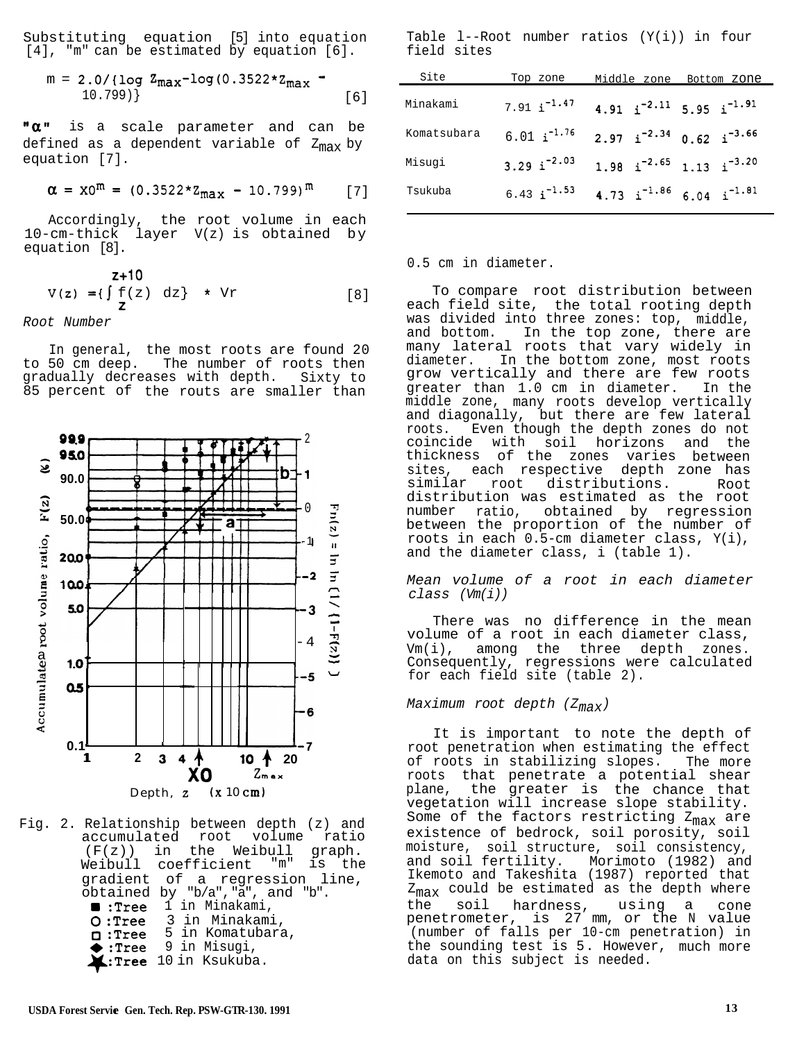Substituting equation [5] into equation [4], "m" can be estimated by equation [6].

$$m = 2.0/\{\log Z_{max} - \log(0.3522*Z_{max} - 10.799)\} \quad [6]$$

"$\alpha$" is a scale parameter and can be defined as a dependent variable of $Z_{max}$ by equation [7].

$$\alpha = X0^m = (0.3522*Z_{max} - 10.799)^m \quad [7]$$

Accordingly, the root volume in each 10-cm-thick layer V(z) is obtained by equation [8].

$$V(z) = \{\int_{z}^{z+10} f(z)\ dz\} * Vr \quad [8]$$

*Root Number*

In general, the most roots are found 20 to 50 cm deep. The number of roots then gradually decreases with depth. Sixty to 85 percent of the routs are smaller than 0.5 cm in diameter.

Fig. 2. Relationship between depth (z) and accumulated root volume ratio (F(z)) in the Weibull graph. Weibull coefficient "m" is the gradient of a regression line, obtained by "b/a", "a", and "b".
■ :Tree 1 in Minakami,
○ :Tree 3 in Minakami,
□ :Tree 5 in Komatubara,
◆ :Tree 9 in Misugi,
★ :Tree 10 in Ksukuba.

Table 1--Root number ratios (Y(i)) in four field sites

| Site | Top zone | Middle zone | Bottom zone |
|---|---|---|---|
| Minakami | $7.91\ i^{-1.47}$ | $4.91\ i^{-2.11}$ | $5.95\ i^{-1.91}$ |
| Komatsubara | $6.01\ i^{-1.76}$ | $2.97\ i^{-2.34}$ | $0.62\ i^{-3.66}$ |
| Misugi | $3.29\ i^{-2.03}$ | $1.98\ i^{-2.65}$ | $1.13\ i^{-3.20}$ |
| Tsukuba | $6.43\ i^{-1.53}$ | $4.73\ i^{-1.86}$ | $6.04\ i^{-1.81}$ |

To compare root distribution between each field site, the total rooting depth was divided into three zones: top, middle, and bottom. In the top zone, there are many lateral roots that vary widely in diameter. In the bottom zone, most roots grow vertically and there are few roots greater than 1.0 cm in diameter. In the middle zone, many roots develop vertically and diagonally, but there are few lateral roots. Even though the depth zones do not coincide with soil horizons and the thickness of the zones varies between sites, each respective depth zone has similar root distributions. Root distribution was estimated as the root number ratio, obtained by regression between the proportion of the number of roots in each 0.5-cm diameter class, Y(i), and the diameter class, i (table 1).

*Mean volume of a root in each diameter class (Vm(i))*

There was no difference in the mean volume of a root in each diameter class, Vm(i), among the three depth zones. Consequently, regressions were calculated for each field site (table 2).

*Maximum root depth ($Z_{max}$)*

It is important to note the depth of root penetration when estimating the effect of roots in stabilizing slopes. The more roots that penetrate a potential shear plane, the greater is the chance that vegetation will increase slope stability. Some of the factors restricting $Z_{max}$ are existence of bedrock, soil porosity, soil moisture, soil structure, soil consistency, and soil fertility. Morimoto (1982) and Ikemoto and Takeshita (1987) reported that $Z_{max}$ could be estimated as the depth where the soil hardness, using a cone penetrometer, is 27 mm, or the N value (number of falls per 10-cm penetration) in the sounding test is 5. However, much more data on this subject is needed.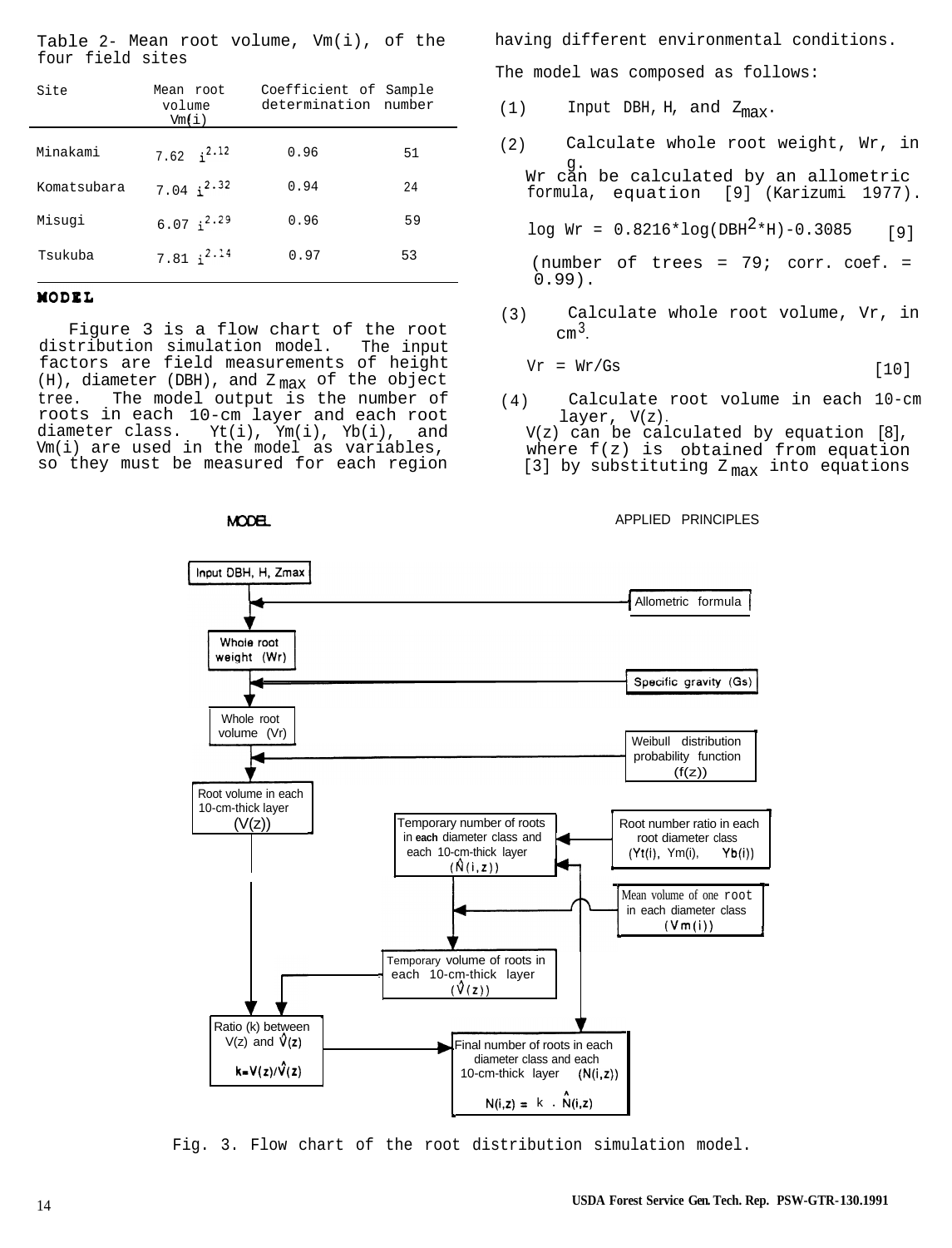Table 2- Mean root volume, Vm(i), of the four field sites

| Site | Mean root volume Vm(i) | Coefficient of determination | Sample number |
|---|---|---|---|
| Minakami | $7.62\ i^{2.12}$ | 0.96 | 51 |
| Komatsubara | $7.04\ i^{2.32}$ | 0.94 | 24 |
| Misugi | $6.07\ i^{2.29}$ | 0.96 | 59 |
| Tsukuba | $7.81\ i^{2.14}$ | 0.97 | 53 |

## MODEL

Figure 3 is a flow chart of the root distribution simulation model. The input factors are field measurements of height (H), diameter (DBH), and $Z_{max}$ of the object tree. The model output is the number of roots in each 10-cm layer and each root diameter class. Yt(i), Ym(i), Yb(i), and Vm(i) are used in the model as variables, so they must be measured for each region having different environmental conditions.

The model was composed as follows:

(1) Input DBH, H, and $Z_{max}$.

(2) Calculate whole root weight, Wr, in g.
Wr can be calculated by an allometric formula, equation [9] (Karizumi 1977).

$$\log Wr = 0.8216*\log(DBH^2*H)-0.3085 \quad [9]$$

(number of trees = 79; corr. coef. = 0.99).

(3) Calculate whole root volume, Vr, in $cm^3$.

$$Vr = Wr/Gs \quad [10]$$

(4) Calculate root volume in each 10-cm layer, V(z).
V(z) can be calculated by equation [8], where f(z) is obtained from equation [3] by substituting $Z_{max}$ into equations

Fig. 3. Flow chart of the root distribution simulation model.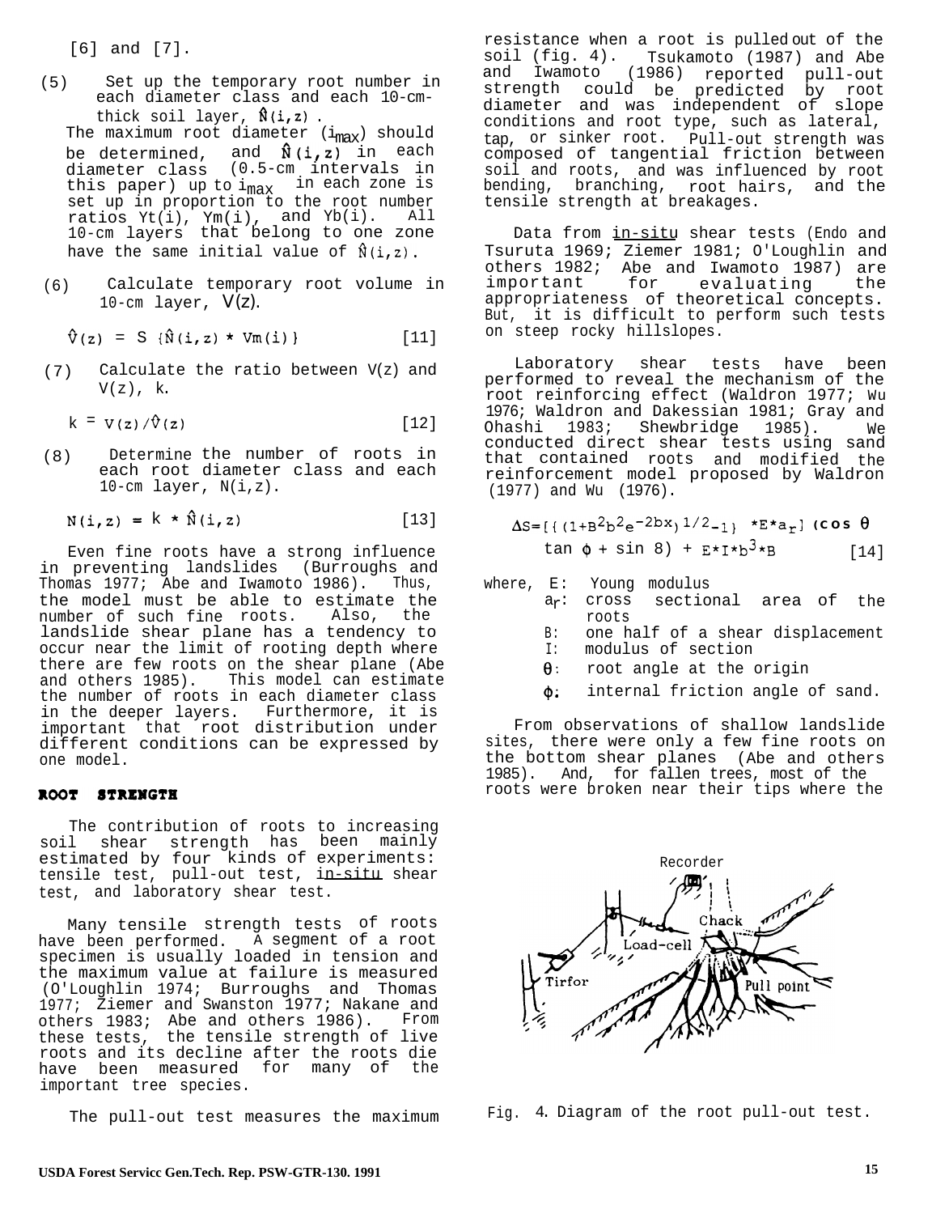[6] and [7].

(5) Set up the temporary root number in each diameter class and each 10-cm-thick soil layer, $\hat{N}(i,z)$.
The maximum root diameter ($i_{max}$) should be determined, and $\hat{N}(i,z)$ in each diameter class (0.5-cm intervals in this paper) up to $i_{max}$ in each zone is set up in proportion to the root number ratios Yt(i), Ym(i), and Yb(i). All 10-cm layers that belong to one zone have the same initial value of $\hat{N}(i,z)$.

(6) Calculate temporary root volume in 10-cm layer, $\hat{V}(z)$.

$$\hat{V}(z) = S\{\hat{N}(i,z) * Vm(i)\} \quad [11]$$

(7) Calculate the ratio between V(z) and $\hat{V}(z)$, k.

$$k = V(z)/\hat{V}(z) \quad [12]$$

(8) Determine the number of roots in each root diameter class and each 10-cm layer, N(i,z).

$$N(i,z) = k * \hat{N}(i,z) \quad [13]$$

Even fine roots have a strong influence in preventing landslides (Burroughs and Thomas 1977; Abe and Iwamoto 1986). Thus, the model must be able to estimate the number of such fine roots. Also, the landslide shear plane has a tendency to occur near the limit of rooting depth where there are few roots on the shear plane (Abe and others 1985). This model can estimate the number of roots in each diameter class in the deeper layers. Furthermore, it is important that root distribution under different conditions can be expressed by one model.

## ROOT STRENGTH

The contribution of roots to increasing soil shear strength has been mainly estimated by four kinds of experiments: tensile test, pull-out test, in-situ shear test, and laboratory shear test.

Many tensile strength tests of roots have been performed. A segment of a root specimen is usually loaded in tension and the maximum value at failure is measured (O'Loughlin 1974; Burroughs and Thomas 1977; Ziemer and Swanston 1977; Nakane and others 1983; Abe and others 1986). From these tests, the tensile strength of live roots and its decline after the roots die have been measured for many of the important tree species.

The pull-out test measures the maximum resistance when a root is pulled out of the soil (fig. 4). Tsukamoto (1987) and Abe and Iwamoto (1986) reported pull-out strength could be predicted by root diameter and was independent of slope conditions and root type, such as lateral, tap, or sinker root. Pull-out strength was composed of tangential friction between soil and roots, and was influenced by root bending, branching, root hairs, and the tensile strength at breakages.

Data from in-situ shear tests (Endo and Tsuruta 1969; Ziemer 1981; O'Loughlin and others 1982; Abe and Iwamoto 1987) are important for evaluating the appropriateness of theoretical concepts. But, it is difficult to perform such tests on steep rocky hillslopes.

Laboratory shear tests have been performed to reveal the mechanism of the root reinforcing effect (Waldron 1977; Wu 1976; Waldron and Dakessian 1981; Gray and Ohashi 1983; Shewbridge 1985). We conducted direct shear tests using sand that contained roots and modified the reinforcement model proposed by Waldron (1977) and Wu (1976).

$$\Delta S = [\{(1+B^2 b^2 e^{-2bx})^{1/2} - 1\} * E * a_r](\cos\theta \tan\phi + \sin\theta) + E * I * b^3 * B \quad [14]$$

where,
- E: Young modulus
- $a_r$: cross sectional area of the roots
- B: one half of a shear displacement
- I: modulus of section
- $\theta$: root angle at the origin
- $\phi$: internal friction angle of sand.

From observations of shallow landslide sites, there were only a few fine roots on the bottom shear planes (Abe and others 1985). And, for fallen trees, most of the roots were broken near their tips where the

Fig. 4. Diagram of the root pull-out test.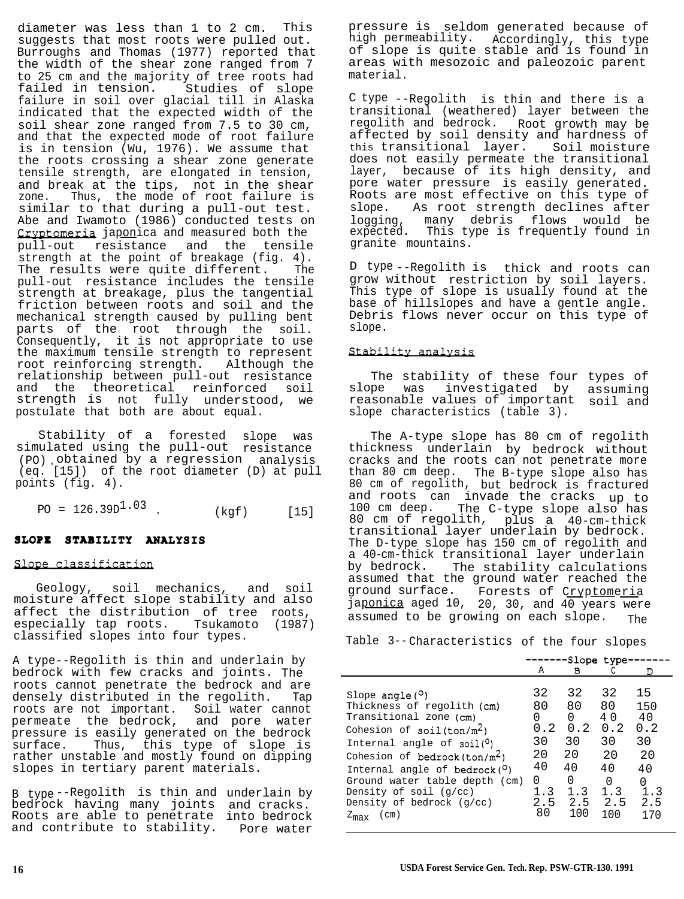diameter was less than 1 to 2 cm. This suggests that most roots were pulled out. Burroughs and Thomas (1977) reported that the width of the shear zone ranged from 7 to 25 cm and the majority of tree roots had failed in tension. Studies of slope failure in soil over glacial till in Alaska indicated that the expected width of the soil shear zone ranged from 7.5 to 30 cm, and that the expected mode of root failure is in tension (Wu, 1976). We assume that the roots crossing a shear zone generate tensile strength, are elongated in tension, and break at the tips, not in the shear zone. Thus, the mode of root failure is similar to that during a pull-out test. Abe and Iwamoto (1986) conducted tests on *Cryptomeria japonica* and measured both the pull-out resistance and the tensile strength at the point of breakage (fig. 4). The results were quite different. The pull-out resistance includes the tensile strength at breakage, plus the tangential friction between roots and soil and the mechanical strength caused by pulling bent parts of the root through the soil. Consequently, it is not appropriate to use the maximum tensile strength to represent root reinforcing strength. Although the relationship between pull-out resistance and the theoretical reinforced soil strength is not fully understood, we postulate that both are about equal.

Stability of a forested slope was simulated using the pull-out resistance (PO) obtained by a regression analysis (eq. [15]) of the root diameter (D) at pull points (fig. 4).

$$PO = 126.39D^{1.03} \quad \text{(kgf)} \qquad [15]$$

## SLOPE STABILITY ANALYSIS

### Slope classification

Geology, soil mechanics, and soil moisture affect slope stability and also affect the distribution of tree roots, especially tap roots. Tsukamoto (1987) classified slopes into four types.

A type--Regolith is thin and underlain by bedrock with few cracks and joints. The roots cannot penetrate the bedrock and are densely distributed in the regolith. Tap roots are not important. Soil water cannot permeate the bedrock, and pore water pressure is easily generated on the bedrock surface. Thus, this type of slope is rather unstable and mostly found on dipping slopes in tertiary parent materials.

B type--Regolith is thin and underlain by bedrock having many joints and cracks. Roots are able to penetrate into bedrock and contribute to stability. Pore water pressure is seldom generated because of high permeability. Accordingly, this type of slope is quite stable and is found in areas with mesozoic and paleozoic parent material.

C type--Regolith is thin and there is a transitional (weathered) layer between the regolith and bedrock. Root growth may be affected by soil density and hardness of this transitional layer. Soil moisture does not easily permeate the transitional layer, because of its high density, and pore water pressure is easily generated. Roots are most effective on this type of slope. As root strength declines after logging, many debris flows would be expected. This type is frequently found in granite mountains.

D type--Regolith is thick and roots can grow without restriction by soil layers. This type of slope is usually found at the base of hillslopes and have a gentle angle. Debris flows never occur on this type of slope.

### Stability analysis

The stability of these four types of slope was investigated by assuming reasonable values of important soil and slope characteristics (table 3).

The A-type slope has 80 cm of regolith thickness underlain by bedrock without cracks and the roots can not penetrate more than 80 cm deep. The B-type slope also has 80 cm of regolith, but bedrock is fractured and roots can invade the cracks up to 100 cm deep. The C-type slope also has 80 cm of regolith, plus a 40-cm-thick transitional layer underlain by bedrock. The D-type slope has 150 cm of regolith and a 40-cm-thick transitional layer underlain by bedrock. The stability calculations assumed that the ground water reached the ground surface. Forests of *Cryptomeria japonica* aged 10, 20, 30, and 40 years were assumed to be growing on each slope. The

Table 3--Characteristics of the four slopes

| | Slope type | | | |
|---|---|---|---|---|
| | A | B | C | D |
| Slope angle (°) | 32 | 32 | 32 | 15 |
| Thickness of regolith (cm) | 80 | 80 | 80 | 150 |
| Transitional zone (cm) | 0 | 0 | 40 | 40 |
| Cohesion of soil (ton/m²) | 0.2 | 0.2 | 0.2 | 0.2 |
| Internal angle of soil (°) | 30 | 30 | 30 | 30 |
| Cohesion of bedrock (ton/m²) | 20 | 20 | 20 | 20 |
| Internal angle of bedrock (°) | 40 | 40 | 40 | 40 |
| Ground water table depth (cm) | 0 | 0 | 0 | 0 |
| Density of soil (g/cc) | 1.3 | 1.3 | 1.3 | 1.3 |
| Density of bedrock (g/cc) | 2.5 | 2.5 | 2.5 | 2.5 |
| $Z_{max}$ (cm) | 80 | 100 | 100 | 170 |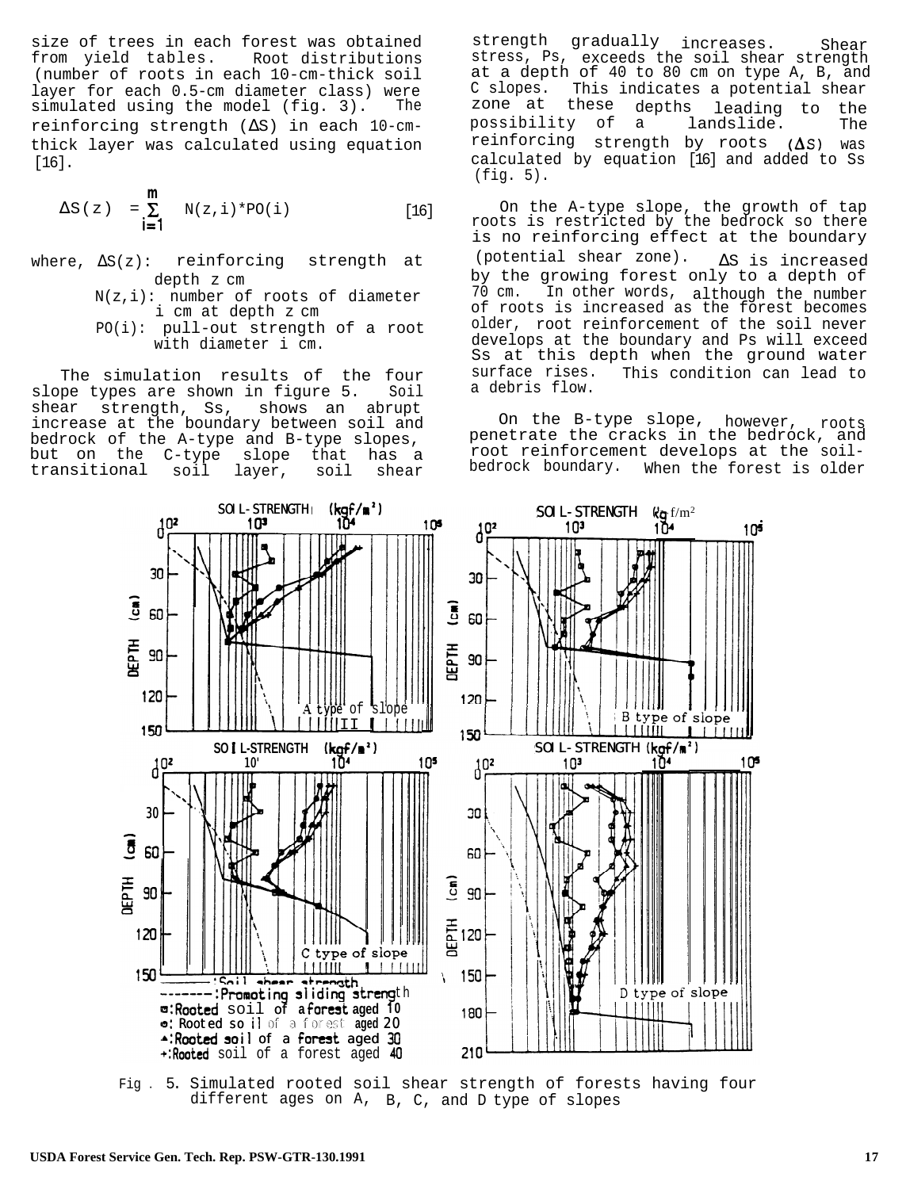size of trees in each forest was obtained from yield tables. Root distributions (number of roots in each 10-cm-thick soil layer for each 0.5-cm diameter class) were simulated using the model (fig. 3). The reinforcing strength ($\Delta S$) in each 10-cm-thick layer was calculated using equation [16].

$$\Delta S(z) = \sum_{i=1}^{m} N(z,i)*PO(i) \qquad [16]$$

where, $\Delta S(z)$: reinforcing strength at depth z cm

$N(z,i)$: number of roots of diameter i cm at depth z cm

$PO(i)$: pull-out strength of a root with diameter i cm.

The simulation results of the four slope types are shown in figure 5. Soil shear strength, Ss, shows an abrupt increase at the boundary between soil and bedrock of the A-type and B-type slopes, but on the C-type slope that has a transitional soil layer, soil shear strength gradually increases. Shear stress, Ps, exceeds the soil shear strength at a depth of 40 to 80 cm on type A, B, and C slopes. This indicates a potential shear zone at these depths leading to the possibility of a landslide. The reinforcing strength by roots ($\Delta S$) was calculated by equation [16] and added to Ss (fig. 5).

On the A-type slope, the growth of tap roots is restricted by the bedrock so there is no reinforcing effect at the boundary (potential shear zone). $\Delta S$ is increased by the growing forest only to a depth of 70 cm. In other words, although the number of roots is increased as the forest becomes older, root reinforcement of the soil never develops at the boundary and Ps will exceed Ss at this depth when the ground water surface rises. This condition can lead to a debris flow.

On the B-type slope, however, roots penetrate the cracks in the bedrock, and root reinforcement develops at the soil-bedrock boundary. When the forest is older

Fig. 5. Simulated rooted soil shear strength of forests having four different ages on A, B, C, and D type of slopes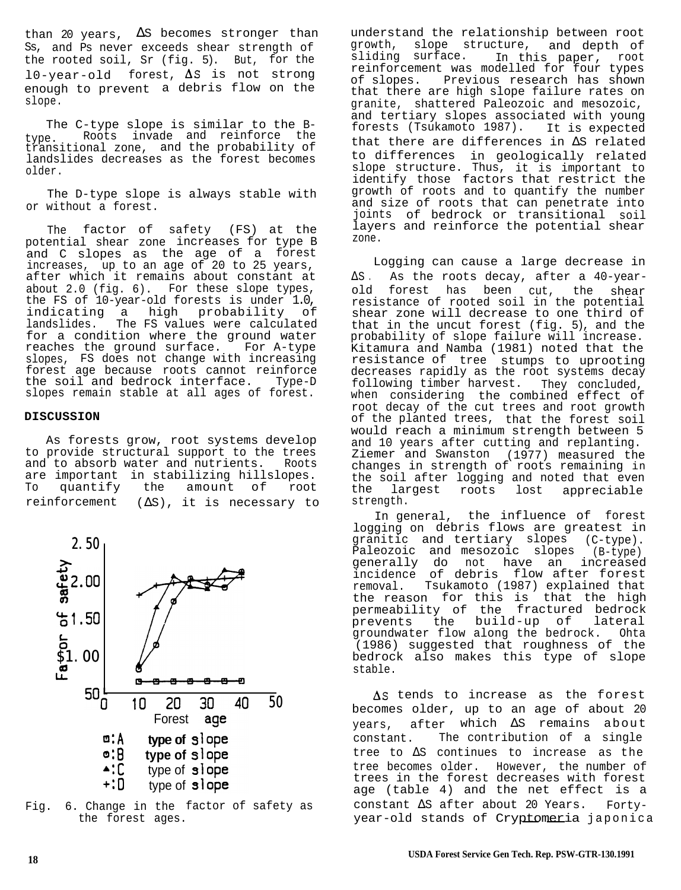than 20 years, ΔS becomes stronger than Ss, and Ps never exceeds shear strength of the rooted soil, Sr (fig. 5). But, for the 10-year-old forest, ΔS is not strong enough to prevent a debris flow on the slope.

The C-type slope is similar to the B-type. Roots invade and reinforce the transitional zone, and the probability of landslides decreases as the forest becomes older.

The D-type slope is always stable with or without a forest.

The factor of safety (FS) at the potential shear zone increases for type B and C slopes as the age of a forest increases, up to an age of 20 to 25 years, after which it remains about constant at about 2.0 (fig. 6). For these slope types, the FS of 10-year-old forests is under 1.0, indicating a high probability of landslides. The FS values were calculated for a condition where the ground water reaches the ground surface. For A-type slopes, FS does not change with increasing forest age because roots cannot reinforce the soil and bedrock interface. Type-D slopes remain stable at all ages of forest.

**DISCUSSION**

As forests grow, root systems develop to provide structural support to the trees and to absorb water and nutrients. Roots are important in stabilizing hillslopes. To quantify the amount of root reinforcement (ΔS), it is necessary to

Fig. 6. Change in the factor of safety as the forest ages.

understand the relationship between root growth, slope structure, and depth of sliding surface. In this paper, root reinforcement was modelled for four types of slopes. Previous research has shown that there are high slope failure rates on granite, shattered Paleozoic and mesozoic, and tertiary slopes associated with young forests (Tsukamoto 1987). It is expected that there are differences in ΔS related to differences in geologically related slope structure. Thus, it is important to identify those factors that restrict the growth of roots and to quantify the number and size of roots that can penetrate into joints of bedrock or transitional soil layers and reinforce the potential shear zone.

Logging can cause a large decrease in ΔS. As the roots decay, after a 40-year-old forest has been cut, the shear resistance of rooted soil in the potential shear zone will decrease to one third of that in the uncut forest (fig. 5), and the probability of slope failure will increase. Kitamura and Namba (1981) noted that the resistance of tree stumps to uprooting decreases rapidly as the root systems decay following timber harvest. They concluded, when considering the combined effect of root decay of the cut trees and root growth of the planted trees, that the forest soil would reach a minimum strength between 5 and 10 years after cutting and replanting. Ziemer and Swanston (1977) measured the changes in strength of roots remaining in the soil after logging and noted that even the largest roots lost appreciable strength.

In general, the influence of forest logging on debris flows are greatest in granitic and tertiary slopes (C-type). Paleozoic and mesozoic slopes (B-type) generally do not have an increased incidence of debris flow after forest removal. Tsukamoto (1987) explained that the reason for this is that the high permeability of the fractured bedrock prevents the build-up of lateral groundwater flow along the bedrock. Ohta (1986) suggested that roughness of the bedrock also makes this type of slope stable.

ΔS tends to increase as the forest becomes older, up to an age of about 20 years, after which ΔS remains about constant. The contribution of a single tree to ΔS continues to increase as the tree becomes older. However, the number of trees in the forest decreases with forest age (table 4) and the net effect is a constant ΔS after about 20 Years. Forty-year-old stands of *Cryptomeria japonica*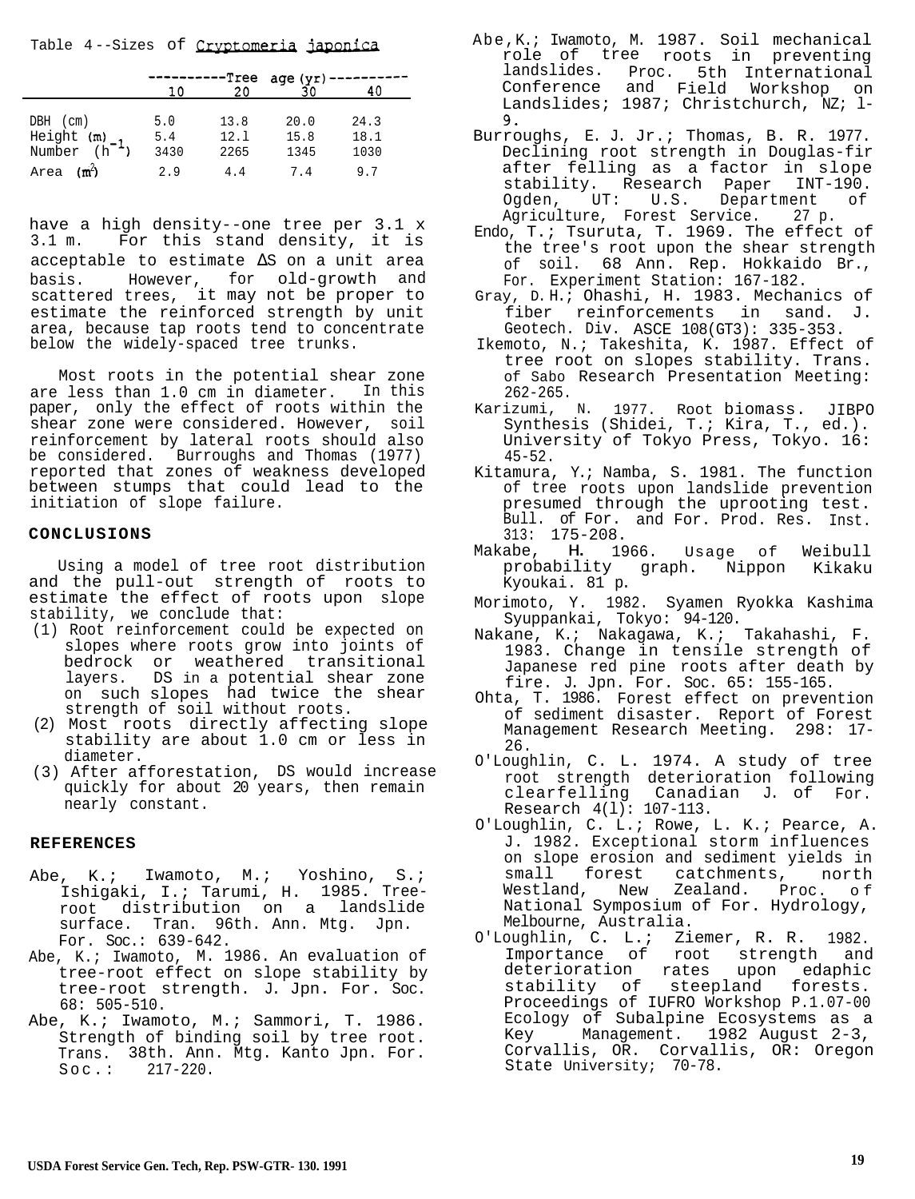Table 4--Sizes of *Cryptomeria japonica*

| | Tree age (yr) | | | |
|---|---|---|---|---|
| | 10 | 20 | 30 | 40 |
| DBH (cm) | 5.0 | 13.8 | 20.0 | 24.3 |
| Height (m) | 5.4 | 12.1 | 15.8 | 18.1 |
| Number ($h^{-1}$) | 3430 | 2265 | 1345 | 1030 |
| Area ($m^2$) | 2.9 | 4.4 | 7.4 | 9.7 |

have a high density--one tree per 3.1 x 3.1 m. For this stand density, it is acceptable to estimate $\Delta S$ on a unit area basis. However, for old-growth and scattered trees, it may not be proper to estimate the reinforced strength by unit area, because tap roots tend to concentrate below the widely-spaced tree trunks.

Most roots in the potential shear zone are less than 1.0 cm in diameter. In this paper, only the effect of roots within the shear zone were considered. However, soil reinforcement by lateral roots should also be considered. Burroughs and Thomas (1977) reported that zones of weakness developed between stumps that could lead to the initiation of slope failure.

## CONCLUSIONS

Using a model of tree root distribution and the pull-out strength of roots to estimate the effect of roots upon slope stability, we conclude that:

(1) Root reinforcement could be expected on slopes where roots grow into joints of bedrock or weathered transitional layers. DS in a potential shear zone on such slopes had twice the shear strength of soil without roots.
(2) Most roots directly affecting slope stability are about 1.0 cm or less in diameter.
(3) After afforestation, DS would increase quickly for about 20 years, then remain nearly constant.

## REFERENCES

Abe, K.; Iwamoto, M.; Yoshino, S.; Ishigaki, I.; Tarumi, H. 1985. Tree-root distribution on a landslide surface. Tran. 96th. Ann. Mtg. Jpn. For. Soc.: 639-642.

Abe, K.; Iwamoto, M. 1986. An evaluation of tree-root effect on slope stability by tree-root strength. J. Jpn. For. Soc. 68: 505-510.

Abe, K.; Iwamoto, M.; Sammori, T. 1986. Strength of binding soil by tree root. Trans. 38th. Ann. Mtg. Kanto Jpn. For. Soc.: 217-220.

Abe, K.; Iwamoto, M. 1987. Soil mechanical role of tree roots in preventing landslides. Proc. 5th International Conference and Field Workshop on Landslides; 1987; Christchurch, NZ; 1-9.

Burroughs, E. J. Jr.; Thomas, B. R. 1977. Declining root strength in Douglas-fir after felling as a factor in slope stability. Research Paper INT-190. Ogden, UT: U.S. Department of Agriculture, Forest Service. 27 p.

Endo, T.; Tsuruta, T. 1969. The effect of the tree's root upon the shear strength of soil. 68 Ann. Rep. Hokkaido Br., For. Experiment Station: 167-182.

Gray, D.H.; Ohashi, H. 1983. Mechanics of fiber reinforcements in sand. J. Geotech. Div. ASCE 108(GT3): 335-353.

Ikemoto, N.; Takeshita, K. 1987. Effect of tree root on slopes stability. Trans. of Sabo Research Presentation Meeting: 262-265.

Karizumi, N. 1977. Root biomass. JIBPO Synthesis (Shidei, T.; Kira, T., ed.). University of Tokyo Press, Tokyo. 16: 45-52.

Kitamura, Y.; Namba, S. 1981. The function of tree roots upon landslide prevention presumed through the uprooting test. Bull. of For. and For. Prod. Res. Inst. 313: 175-208.

Makabe, H. 1966. Usage of Weibull probability graph. Nippon Kikaku Kyoukai. 81 p.

Morimoto, Y. 1982. Syamen Ryokka Kashima Syuppankai, Tokyo: 94-120.

Nakane, K.; Nakagawa, K.; Takahashi, F. 1983. Change in tensile strength of Japanese red pine roots after death by fire. J. Jpn. For. Soc. 65: 155-165.

Ohta, T. 1986. Forest effect on prevention of sediment disaster. Report of Forest Management Research Meeting. 298: 17-26.

O'Loughlin, C. L. 1974. A study of tree root strength deterioration following clearfelling Canadian J. of For. Research 4(1): 107-113.

O'Loughlin, C. L.; Rowe, L. K.; Pearce, A. J. 1982. Exceptional storm influences on slope erosion and sediment yields in small forest catchments, north Westland, New Zealand. Proc. of National Symposium of For. Hydrology, Melbourne, Australia.

O'Loughlin, C. L.; Ziemer, R. R. 1982. Importance of root strength and deterioration rates upon edaphic stability of steepland forests. Proceedings of IUFRO Workshop P.1.07-00 Ecology of Subalpine Ecosystems as a Key Management. 1982 August 2-3, Corvallis, OR. Corvallis, OR: Oregon State University; 70-78.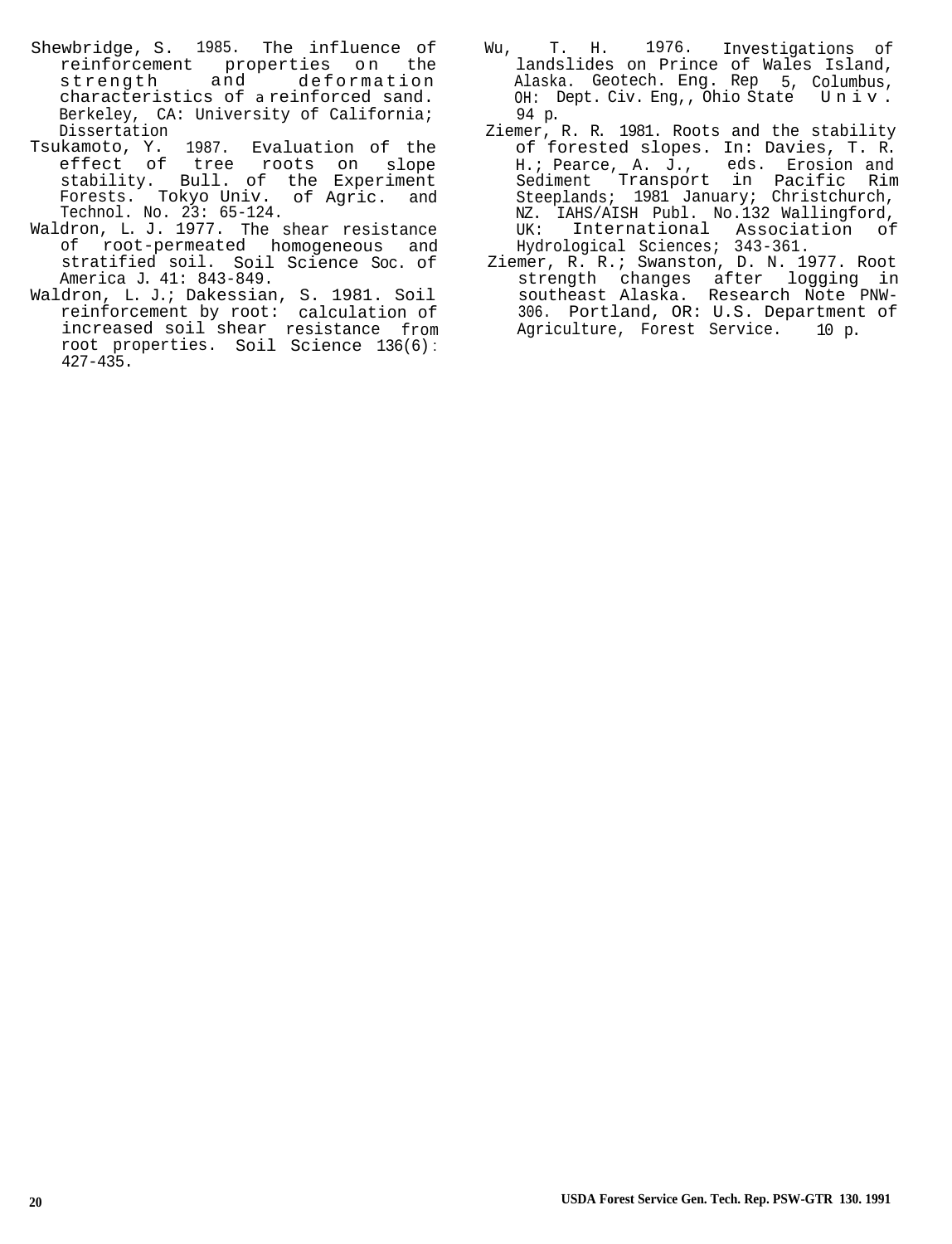Shewbridge, S. 1985. The influence of reinforcement properties on the strength and deformation characteristics of a reinforced sand. Berkeley, CA: University of California; Dissertation

Tsukamoto, Y. 1987. Evaluation of the effect of tree roots on slope stability. Bull. of the Experiment Forests. Tokyo Univ. of Agric. and Technol. No. 23: 65-124.

Waldron, L. J. 1977. The shear resistance of root-permeated homogeneous and stratified soil. Soil Science Soc. of America J. 41: 843-849.

Waldron, L. J.; Dakessian, S. 1981. Soil reinforcement by root: calculation of increased soil shear resistance from root properties. Soil Science 136(6): 427-435.

Wu, T. H. 1976. Investigations of landslides on Prince of Wales Island, Alaska. Geotech. Eng. Rep 5, Columbus, OH: Dept. Civ. Eng,, Ohio State Univ. 94 p.

Ziemer, R. R. 1981. Roots and the stability of forested slopes. In: Davies, T. R. H.; Pearce, A. J., eds. Erosion and Sediment Transport in Pacific Rim Steeplands; 1981 January; Christchurch, NZ. IAHS/AISH Publ. No.132 Wallingford, UK: International Association of Hydrological Sciences; 343-361.

Ziemer, R. R.; Swanston, D. N. 1977. Root strength changes after logging in southeast Alaska. Research Note PNW-306. Portland, OR: U.S. Department of Agriculture, Forest Service. 10 p.